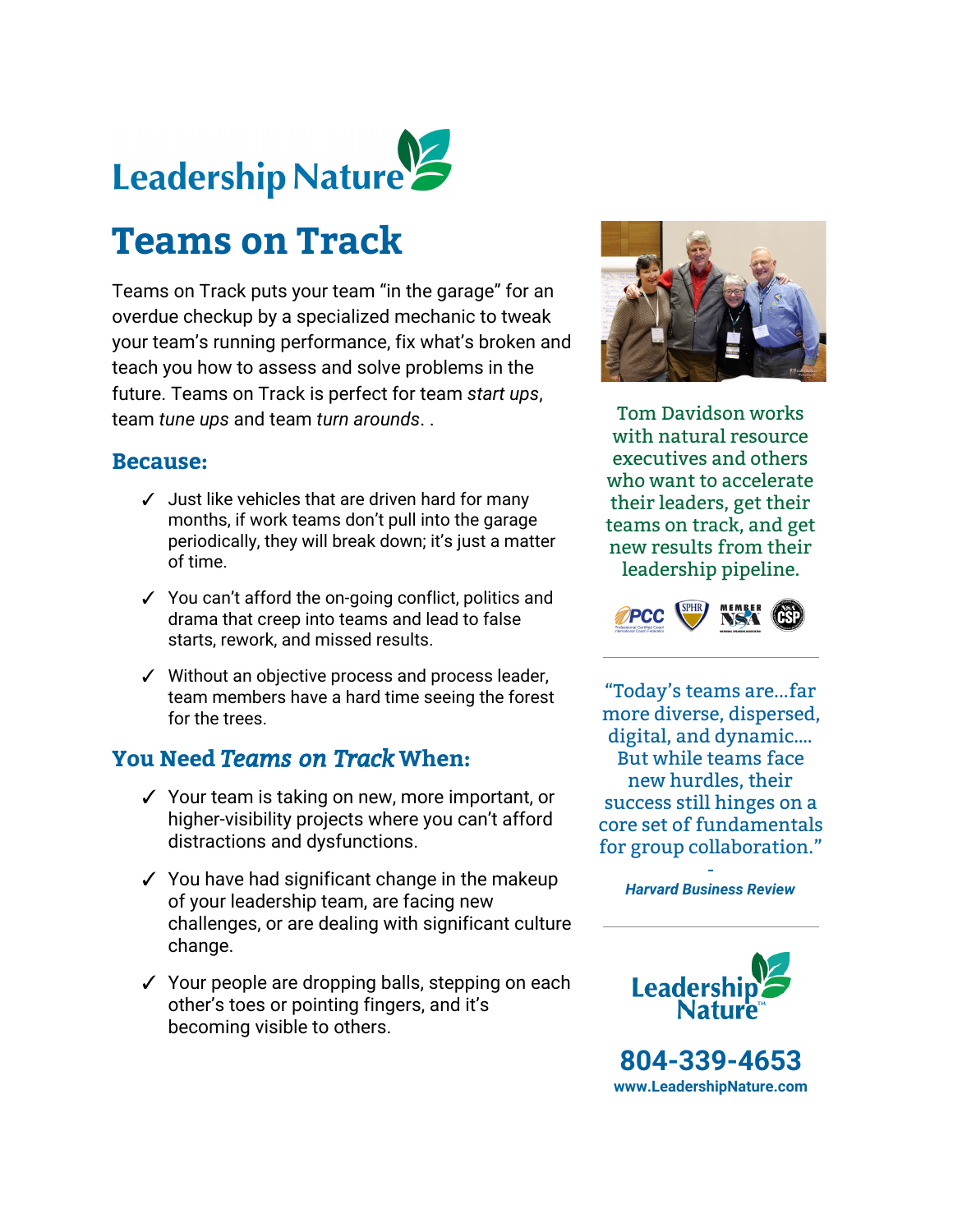Leadership Nature

# Teams on Track

Teams on Track puts your team "in the garage" for an overdue checkup by a specialized mechanic to tweak your team's running performance, fix what's broken and teach you how to assess and solve problems in the future. Teams on Track is perfect for team *start ups*, team *tune ups* and team *turn arounds*. .

## Because:

- ✓ Just like vehicles that are driven hard for many months, if work teams don't pull into the garage periodically, they will break down; it's just a matter of time.
- ✓ You can't afford the on-going conflict, politics and drama that creep into teams and lead to false starts, rework, and missed results.
- ✓ Without an objective process and process leader, team members have a hard time seeing the forest for the trees.

## You Need *Teams on Track* When:

- ✓ Your team is taking on new, more important, or higher-visibility projects where you can't afford distractions and dysfunctions.
- ✓ You have had significant change in the makeup of your leadership team, are facing new challenges, or are dealing with significant culture change.
- ✓ Your people are dropping balls, stepping on each other's toes or pointing fingers, and it's becoming visible to others.

Tom Davidson works with natural resource executives and others who want to accelerate their leaders, get their teams on track, and get new results from their leadership pipeline.

"Today's teams are...far more diverse, dispersed, digital, and dynamic.... But while teams face new hurdles, their success still hinges on a core set of fundamentals for group collaboration."

\-

***Harvard Business Review***

Leadership Nature™

**804-339-4653**

**www.LeadershipNature.com**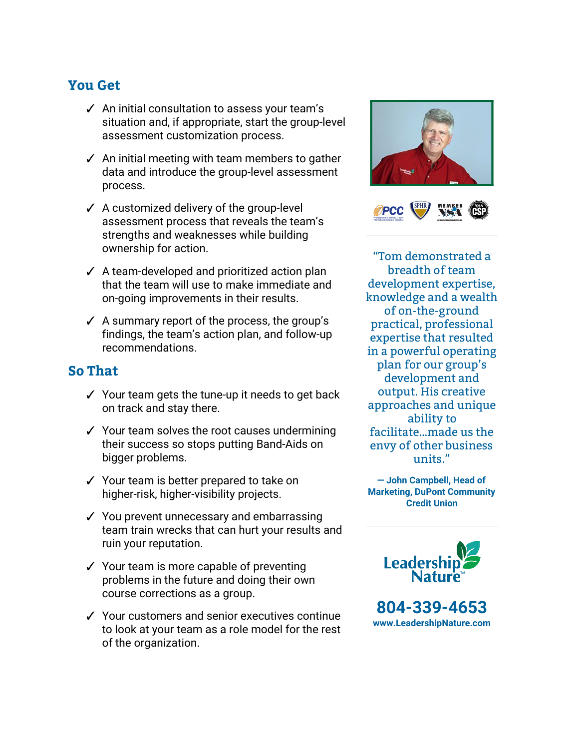## You Get

- ✓ An initial consultation to assess your team's situation and, if appropriate, start the group-level assessment customization process.
- ✓ An initial meeting with team members to gather data and introduce the group-level assessment process.
- ✓ A customized delivery of the group-level assessment process that reveals the team's strengths and weaknesses while building ownership for action.
- ✓ A team-developed and prioritized action plan that the team will use to make immediate and on-going improvements in their results.
- ✓ A summary report of the process, the group's findings, the team's action plan, and follow-up recommendations.

## So That

- ✓ Your team gets the tune-up it needs to get back on track and stay there.
- ✓ Your team solves the root causes undermining their success so stops putting Band-Aids on bigger problems.
- ✓ Your team is better prepared to take on higher-risk, higher-visibility projects.
- ✓ You prevent unnecessary and embarrassing team train wrecks that can hurt your results and ruin your reputation.
- ✓ Your team is more capable of preventing problems in the future and doing their own course corrections as a group.
- ✓ Your customers and senior executives continue to look at your team as a role model for the rest of the organization.

PCC SPHR MEMBER NSA CSP

"Tom demonstrated a breadth of team development expertise, knowledge and a wealth of on-the-ground practical, professional expertise that resulted in a powerful operating plan for our group's development and output. His creative approaches and unique ability to facilitate...made us the envy of other business units."

**— John Campbell, Head of Marketing, DuPont Community Credit Union**

Leadership Nature™

**804-339-4653**

**www.LeadershipNature.com**